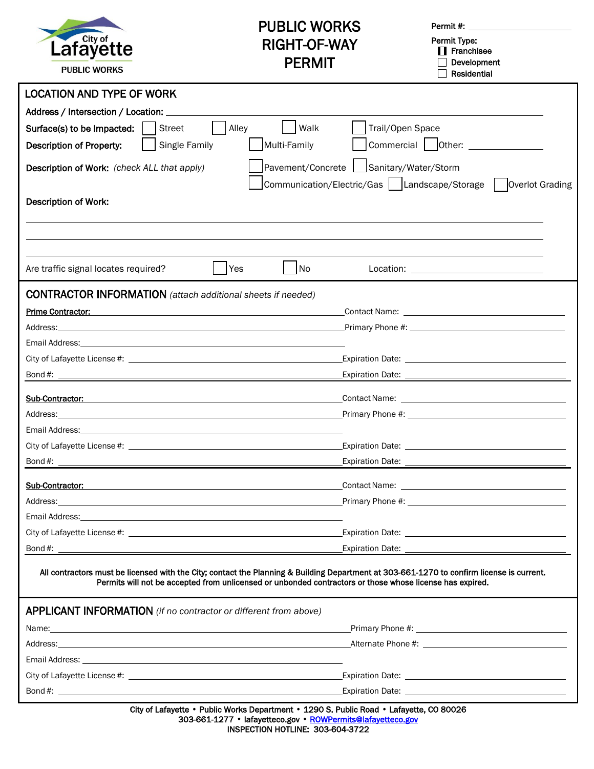City of Lafayette PUBLIC WORKS

# PUBLIC WORKS RIGHT-OF-WAY PERMIT

Permit #: ______________________

Permit Type:
- ☐ Franchisee
- ☐ Development
- ☐ Residential

## LOCATION AND TYPE OF WORK

**Address / Intersection / Location:** ______________________________________________

**Surface(s) to be Impacted:** ☐ Street ☐ Alley ☐ Walk ☐ Trail/Open Space

**Description of Property:** ☐ Single Family ☐ Multi-Family ☐ Commercial ☐ Other: ______________

**Description of Work:** *(check ALL that apply)* ☐ Pavement/Concrete ☐ Sanitary/Water/Storm ☐ Communication/Electric/Gas ☐ Landscape/Storage ☐ Overlot Grading

**Description of Work:**

______________________________________________

______________________________________________

______________________________________________

Are traffic signal locates required? ☐ Yes ☐ No Location: ______________________

## CONTRACTOR INFORMATION *(attach additional sheets if needed)*

**Prime Contractor:** ______________________ Contact Name: ______________________

Address: ______________________ Primary Phone #: ______________________

Email Address: ______________________

City of Lafayette License #: ______________________ Expiration Date: ______________________

Bond #: ______________________ Expiration Date: ______________________

**Sub-Contractor:** ______________________ Contact Name: ______________________

Address: ______________________ Primary Phone #: ______________________

Email Address: ______________________

City of Lafayette License #: ______________________ Expiration Date: ______________________

Bond #: ______________________ Expiration Date: ______________________

**Sub-Contractor:** ______________________ Contact Name: ______________________

Address: ______________________ Primary Phone #: ______________________

Email Address: ______________________

City of Lafayette License #: ______________________ Expiration Date: ______________________

Bond #: ______________________ Expiration Date: ______________________

**All contractors must be licensed with the City; contact the Planning & Building Department at 303-661-1270 to confirm license is current. Permits will not be accepted from unlicensed or unbonded contractors or those whose license has expired.**

## APPLICANT INFORMATION *(if no contractor or different from above)*

Name: ______________________ Primary Phone #: ______________________

Address: ______________________ Alternate Phone #: ______________________

Email Address: ______________________

City of Lafayette License #: ______________________ Expiration Date: ______________________

Bond #: ______________________ Expiration Date: ______________________

City of Lafayette • Public Works Department • 1290 S. Public Road • Lafayette, CO 80026
303-661-1277 • lafayetteco.gov • ROWPermits@lafayetteco.gov
INSPECTION HOTLINE: 303-604-3722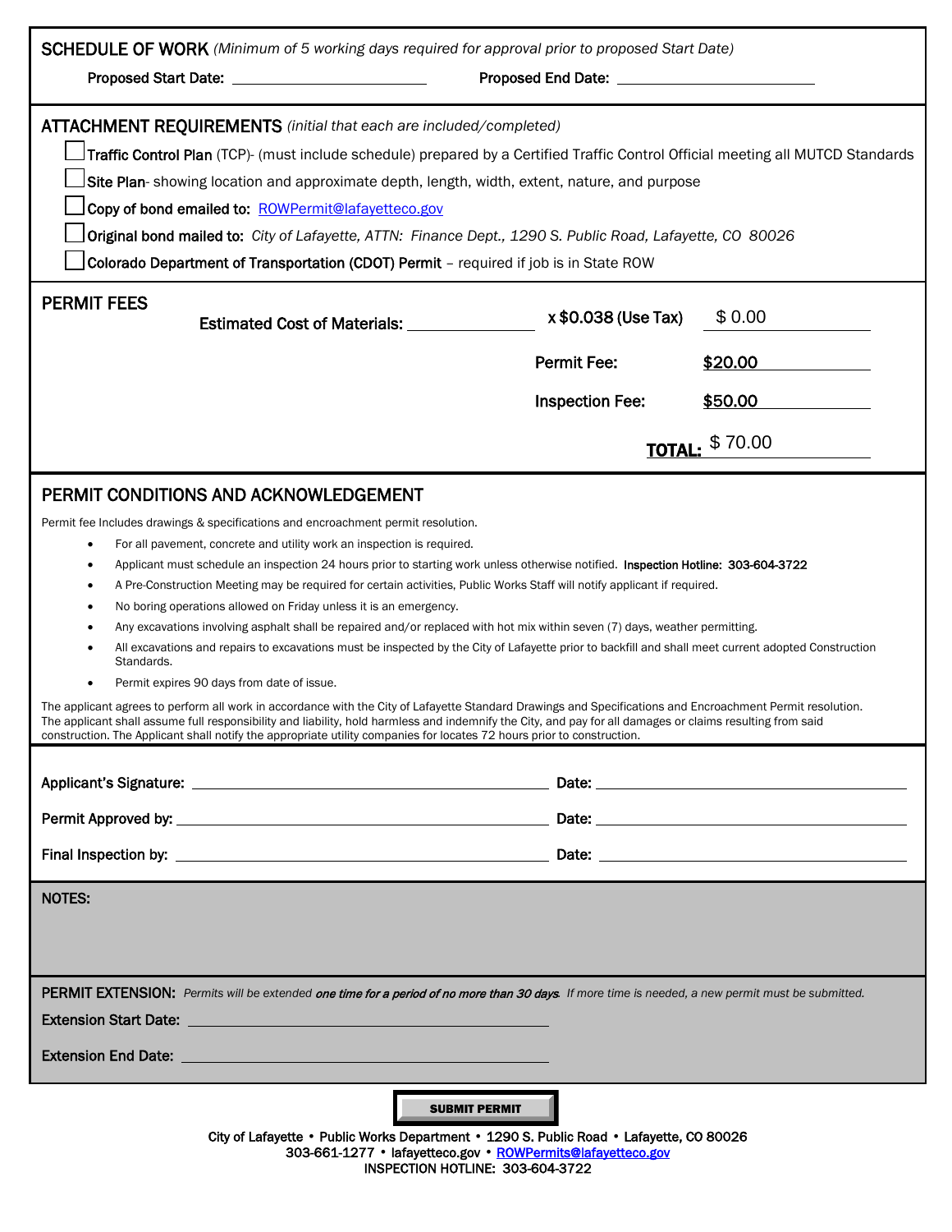## SCHEDULE OF WORK *(Minimum of 5 working days required for approval prior to proposed Start Date)*

**Proposed Start Date:** ______________________ **Proposed End Date:** ______________________

## ATTACHMENT REQUIREMENTS *(initial that each are included/completed)*

- ☐ **Traffic Control Plan** (TCP)- (must include schedule) prepared by a Certified Traffic Control Official meeting all MUTCD Standards
- ☐ **Site Plan**- showing location and approximate depth, length, width, extent, nature, and purpose
- ☐ **Copy of bond emailed to:** ROWPermit@lafayetteco.gov
- ☐ **Original bond mailed to:** *City of Lafayette, ATTN: Finance Dept., 1290 S. Public Road, Lafayette, CO 80026*
- ☐ **Colorado Department of Transportation (CDOT) Permit** – required if job is in State ROW

## PERMIT FEES

| | | |
|---|---|---|
| **Estimated Cost of Materials:** ______________ | **x $0.038 (Use Tax)** | $ 0.00 |
| | **Permit Fee:** | **$20.00** |
| | **Inspection Fee:** | **$50.00** |
| | **TOTAL:** | $ 70.00 |

## PERMIT CONDITIONS AND ACKNOWLEDGEMENT

Permit fee Includes drawings & specifications and encroachment permit resolution.

- For all pavement, concrete and utility work an inspection is required.
- Applicant must schedule an inspection 24 hours prior to starting work unless otherwise notified. **Inspection Hotline: 303-604-3722**
- A Pre-Construction Meeting may be required for certain activities, Public Works Staff will notify applicant if required.
- No boring operations allowed on Friday unless it is an emergency.
- Any excavations involving asphalt shall be repaired and/or replaced with hot mix within seven (7) days, weather permitting.
- All excavations and repairs to excavations must be inspected by the City of Lafayette prior to backfill and shall meet current adopted Construction Standards.
- Permit expires 90 days from date of issue.

The applicant agrees to perform all work in accordance with the City of Lafayette Standard Drawings and Specifications and Encroachment Permit resolution. The applicant shall assume full responsibility and liability, hold harmless and indemnify the City, and pay for all damages or claims resulting from said construction. The Applicant shall notify the appropriate utility companies for locates 72 hours prior to construction.

**Applicant's Signature:** ______________________ **Date:** ______________________

**Permit Approved by:** ______________________ **Date:** ______________________

**Final Inspection by:** ______________________ **Date:** ______________________

**NOTES:**

**PERMIT EXTENSION:** *Permits will be extended **one time for a period of no more than 30 days**. If more time is needed, a new permit must be submitted.*

**Extension Start Date:** ______________________

**Extension End Date:** ______________________

**SUBMIT PERMIT**

City of Lafayette • Public Works Department • 1290 S. Public Road • Lafayette, CO 80026
303-661-1277 • lafayetteco.gov • ROWPermits@lafayetteco.gov
INSPECTION HOTLINE: 303-604-3722